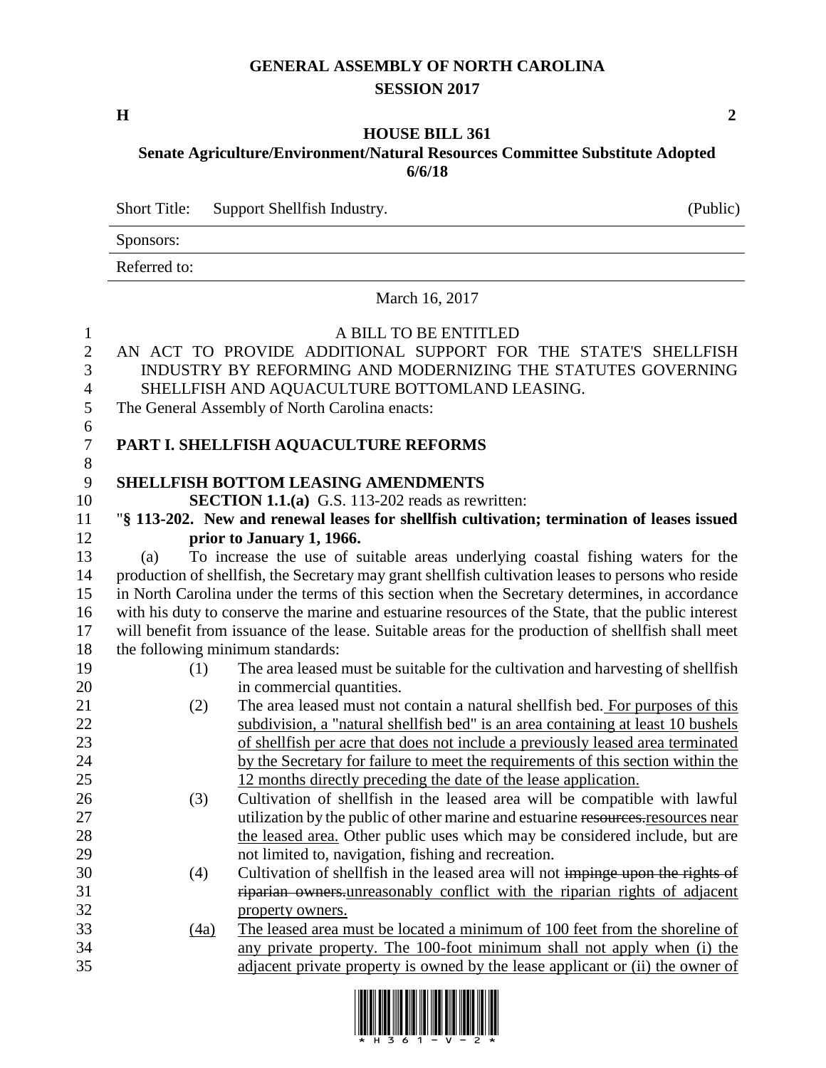# GENERAL ASSEMBLY OF NORTH CAROLINA
## SESSION 2017

**H** **2**

## HOUSE BILL 361
### Senate Agriculture/Environment/Natural Resources Committee Substitute Adopted 6/6/18

Short Title: Support Shellfish Industry. (Public)

Sponsors:

Referred to:

March 16, 2017

A BILL TO BE ENTITLED

AN ACT TO PROVIDE ADDITIONAL SUPPORT FOR THE STATE'S SHELLFISH INDUSTRY BY REFORMING AND MODERNIZING THE STATUTES GOVERNING SHELLFISH AND AQUACULTURE BOTTOMLAND LEASING.

The General Assembly of North Carolina enacts:

**PART I. SHELLFISH AQUACULTURE REFORMS**

**SHELLFISH BOTTOM LEASING AMENDMENTS**

**SECTION 1.1.(a)** G.S. 113-202 reads as rewritten:

"**§ 113-202. New and renewal leases for shellfish cultivation; termination of leases issued prior to January 1, 1966.**

(a) To increase the use of suitable areas underlying coastal fishing waters for the production of shellfish, the Secretary may grant shellfish cultivation leases to persons who reside in North Carolina under the terms of this section when the Secretary determines, in accordance with his duty to conserve the marine and estuarine resources of the State, that the public interest will benefit from issuance of the lease. Suitable areas for the production of shellfish shall meet the following minimum standards:

(1) The area leased must be suitable for the cultivation and harvesting of shellfish in commercial quantities.

(2) The area leased must not contain a natural shellfish bed. For purposes of this subdivision, a "natural shellfish bed" is an area containing at least 10 bushels of shellfish per acre that does not include a previously leased area terminated by the Secretary for failure to meet the requirements of this section within the 12 months directly preceding the date of the lease application.

(3) Cultivation of shellfish in the leased area will be compatible with lawful utilization by the public of other marine and estuarine ~~resources.~~resources near the leased area. Other public uses which may be considered include, but are not limited to, navigation, fishing and recreation.

(4) Cultivation of shellfish in the leased area will not ~~impinge upon the rights of riparian owners.~~unreasonably conflict with the riparian rights of adjacent property owners.

(4a) The leased area must be located a minimum of 100 feet from the shoreline of any private property. The 100-foot minimum shall not apply when (i) the adjacent private property is owned by the lease applicant or (ii) the owner of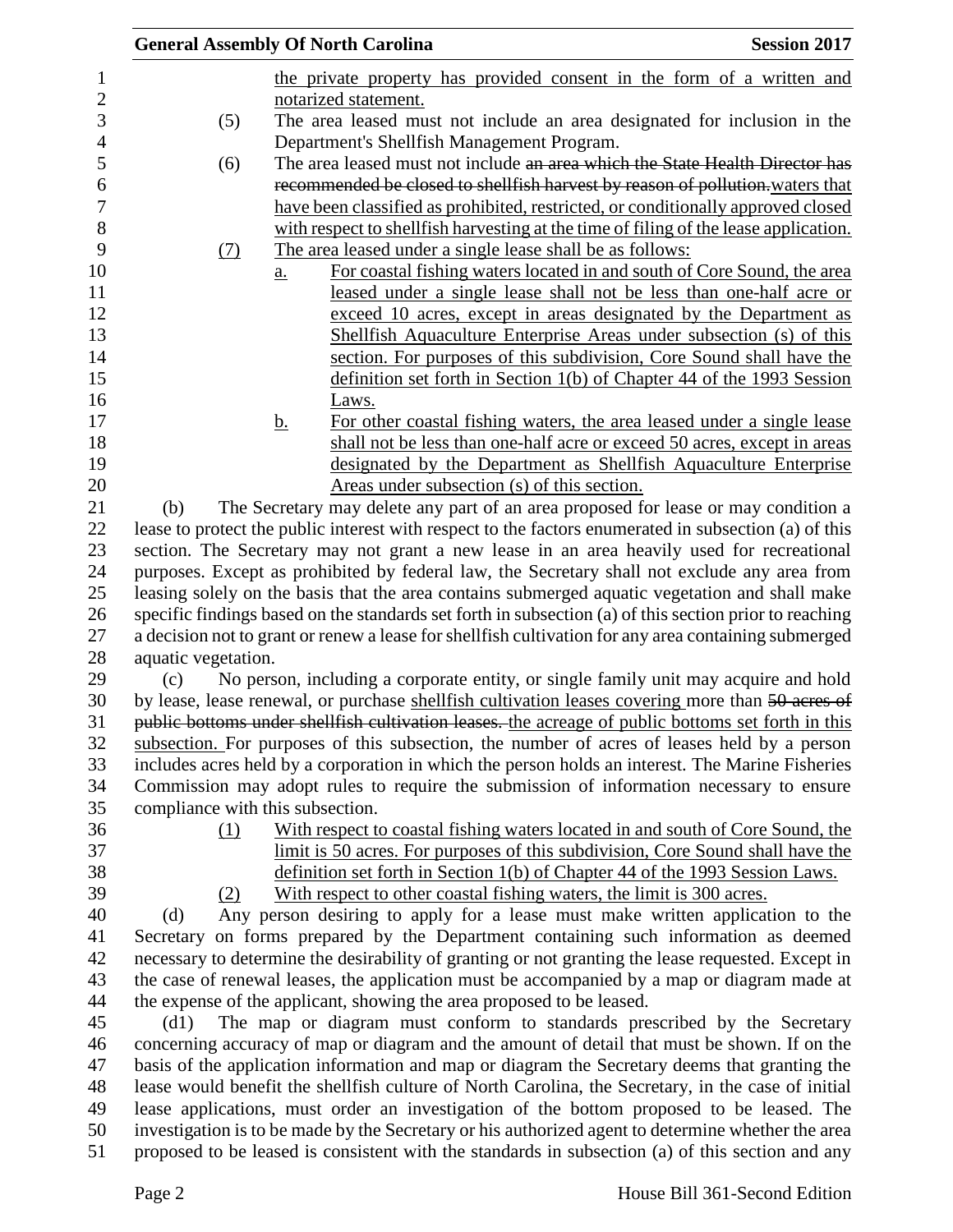the private property has provided consent in the form of a written and notarized statement.

(5) The area leased must not include an area designated for inclusion in the Department's Shellfish Management Program.

(6) The area leased must not include ~~an area which the State Health Director has recommended be closed to shellfish harvest by reason of pollution.~~waters that have been classified as prohibited, restricted, or conditionally approved closed with respect to shellfish harvesting at the time of filing of the lease application.

(7) The area leased under a single lease shall be as follows:

a. For coastal fishing waters located in and south of Core Sound, the area leased under a single lease shall not be less than one-half acre or exceed 10 acres, except in areas designated by the Department as Shellfish Aquaculture Enterprise Areas under subsection (s) of this section. For purposes of this subdivision, Core Sound shall have the definition set forth in Section 1(b) of Chapter 44 of the 1993 Session Laws.

b. For other coastal fishing waters, the area leased under a single lease shall not be less than one-half acre or exceed 50 acres, except in areas designated by the Department as Shellfish Aquaculture Enterprise Areas under subsection (s) of this section.

(b) The Secretary may delete any part of an area proposed for lease or may condition a lease to protect the public interest with respect to the factors enumerated in subsection (a) of this section. The Secretary may not grant a new lease in an area heavily used for recreational purposes. Except as prohibited by federal law, the Secretary shall not exclude any area from leasing solely on the basis that the area contains submerged aquatic vegetation and shall make specific findings based on the standards set forth in subsection (a) of this section prior to reaching a decision not to grant or renew a lease for shellfish cultivation for any area containing submerged aquatic vegetation.

(c) No person, including a corporate entity, or single family unit may acquire and hold by lease, lease renewal, or purchase shellfish cultivation leases covering more than ~~50 acres of public bottoms under shellfish cultivation leases.~~ the acreage of public bottoms set forth in this subsection. For purposes of this subsection, the number of acres of leases held by a person includes acres held by a corporation in which the person holds an interest. The Marine Fisheries Commission may adopt rules to require the submission of information necessary to ensure compliance with this subsection.

(1) With respect to coastal fishing waters located in and south of Core Sound, the limit is 50 acres. For purposes of this subdivision, Core Sound shall have the definition set forth in Section 1(b) of Chapter 44 of the 1993 Session Laws.

(2) With respect to other coastal fishing waters, the limit is 300 acres.

(d) Any person desiring to apply for a lease must make written application to the Secretary on forms prepared by the Department containing such information as deemed necessary to determine the desirability of granting or not granting the lease requested. Except in the case of renewal leases, the application must be accompanied by a map or diagram made at the expense of the applicant, showing the area proposed to be leased.

(d1) The map or diagram must conform to standards prescribed by the Secretary concerning accuracy of map or diagram and the amount of detail that must be shown. If on the basis of the application information and map or diagram the Secretary deems that granting the lease would benefit the shellfish culture of North Carolina, the Secretary, in the case of initial lease applications, must order an investigation of the bottom proposed to be leased. The investigation is to be made by the Secretary or his authorized agent to determine whether the area proposed to be leased is consistent with the standards in subsection (a) of this section and any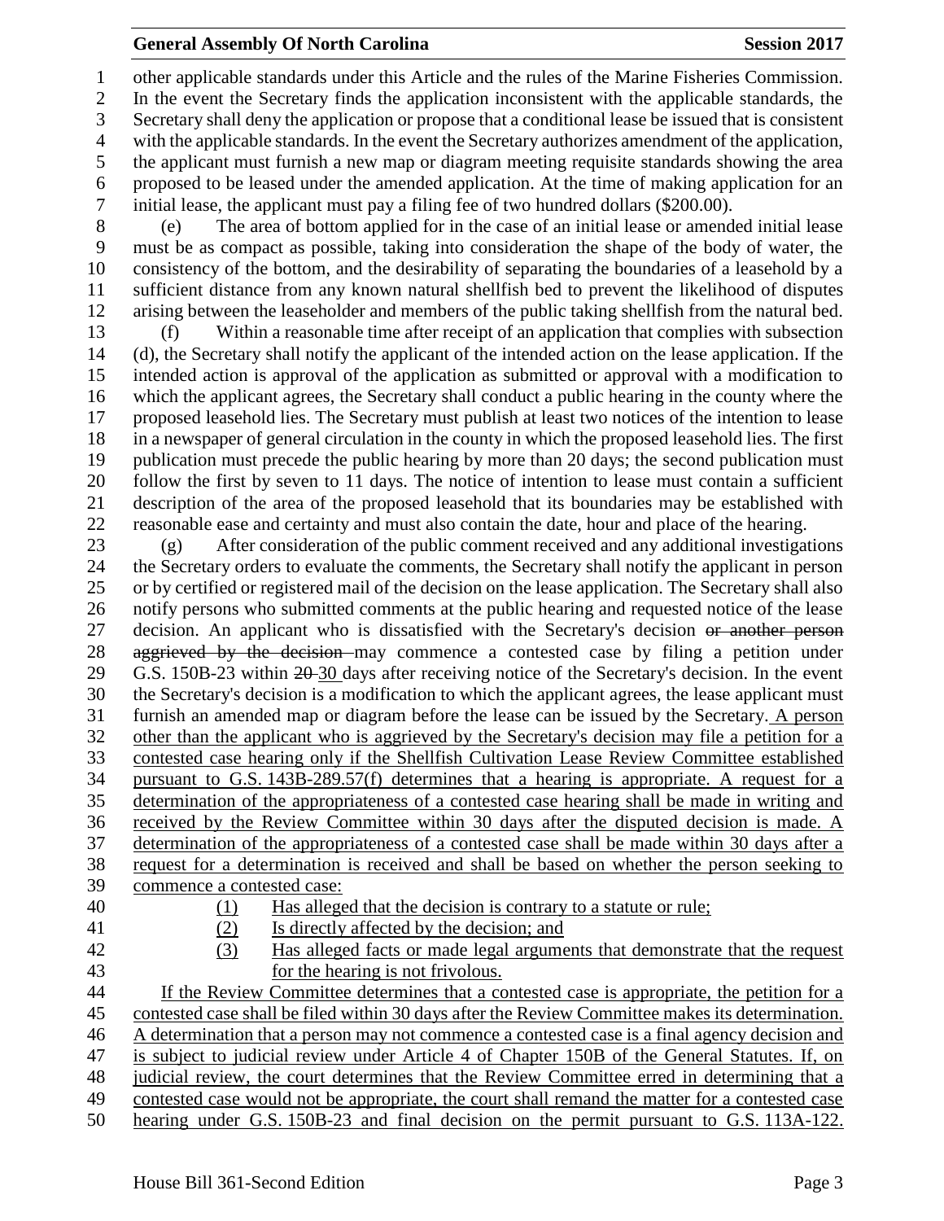other applicable standards under this Article and the rules of the Marine Fisheries Commission. In the event the Secretary finds the application inconsistent with the applicable standards, the Secretary shall deny the application or propose that a conditional lease be issued that is consistent with the applicable standards. In the event the Secretary authorizes amendment of the application, the applicant must furnish a new map or diagram meeting requisite standards showing the area proposed to be leased under the amended application. At the time of making application for an initial lease, the applicant must pay a filing fee of two hundred dollars ($200.00).

(e) The area of bottom applied for in the case of an initial lease or amended initial lease must be as compact as possible, taking into consideration the shape of the body of water, the consistency of the bottom, and the desirability of separating the boundaries of a leasehold by a sufficient distance from any known natural shellfish bed to prevent the likelihood of disputes arising between the leaseholder and members of the public taking shellfish from the natural bed.

(f) Within a reasonable time after receipt of an application that complies with subsection (d), the Secretary shall notify the applicant of the intended action on the lease application. If the intended action is approval of the application as submitted or approval with a modification to which the applicant agrees, the Secretary shall conduct a public hearing in the county where the proposed leasehold lies. The Secretary must publish at least two notices of the intention to lease in a newspaper of general circulation in the county in which the proposed leasehold lies. The first publication must precede the public hearing by more than 20 days; the second publication must follow the first by seven to 11 days. The notice of intention to lease must contain a sufficient description of the area of the proposed leasehold that its boundaries may be established with reasonable ease and certainty and must also contain the date, hour and place of the hearing.

(g) After consideration of the public comment received and any additional investigations the Secretary orders to evaluate the comments, the Secretary shall notify the applicant in person or by certified or registered mail of the decision on the lease application. The Secretary shall also notify persons who submitted comments at the public hearing and requested notice of the lease decision. An applicant who is dissatisfied with the Secretary's decision ~~or another person aggrieved by the decision~~ may commence a contested case by filing a petition under G.S. 150B-23 within ~~20~~ 30 days after receiving notice of the Secretary's decision. In the event the Secretary's decision is a modification to which the applicant agrees, the lease applicant must furnish an amended map or diagram before the lease can be issued by the Secretary. A person other than the applicant who is aggrieved by the Secretary's decision may file a petition for a contested case hearing only if the Shellfish Cultivation Lease Review Committee established pursuant to G.S. 143B-289.57(f) determines that a hearing is appropriate. A request for a determination of the appropriateness of a contested case hearing shall be made in writing and received by the Review Committee within 30 days after the disputed decision is made. A determination of the appropriateness of a contested case shall be made within 30 days after a request for a determination is received and shall be based on whether the person seeking to commence a contested case:

(1) Has alleged that the decision is contrary to a statute or rule;
(2) Is directly affected by the decision; and
(3) Has alleged facts or made legal arguments that demonstrate that the request for the hearing is not frivolous.

If the Review Committee determines that a contested case is appropriate, the petition for a contested case shall be filed within 30 days after the Review Committee makes its determination. A determination that a person may not commence a contested case is a final agency decision and is subject to judicial review under Article 4 of Chapter 150B of the General Statutes. If, on judicial review, the court determines that the Review Committee erred in determining that a contested case would not be appropriate, the court shall remand the matter for a contested case hearing under G.S. 150B-23 and final decision on the permit pursuant to G.S. 113A-122.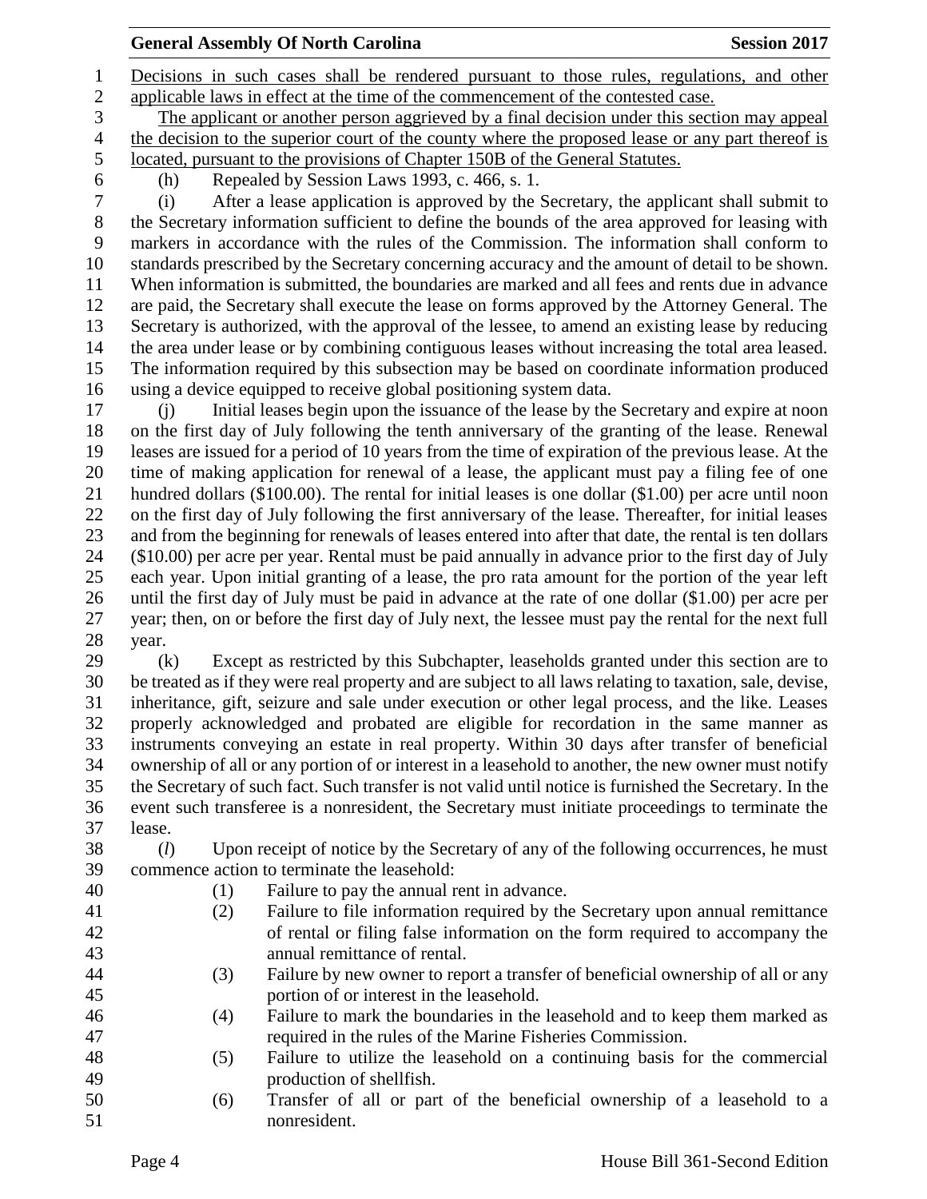Decisions in such cases shall be rendered pursuant to those rules, regulations, and other applicable laws in effect at the time of the commencement of the contested case.

The applicant or another person aggrieved by a final decision under this section may appeal the decision to the superior court of the county where the proposed lease or any part thereof is located, pursuant to the provisions of Chapter 150B of the General Statutes.

(h) Repealed by Session Laws 1993, c. 466, s. 1.

(i) After a lease application is approved by the Secretary, the applicant shall submit to the Secretary information sufficient to define the bounds of the area approved for leasing with markers in accordance with the rules of the Commission. The information shall conform to standards prescribed by the Secretary concerning accuracy and the amount of detail to be shown. When information is submitted, the boundaries are marked and all fees and rents due in advance are paid, the Secretary shall execute the lease on forms approved by the Attorney General. The Secretary is authorized, with the approval of the lessee, to amend an existing lease by reducing the area under lease or by combining contiguous leases without increasing the total area leased. The information required by this subsection may be based on coordinate information produced using a device equipped to receive global positioning system data.

(j) Initial leases begin upon the issuance of the lease by the Secretary and expire at noon on the first day of July following the tenth anniversary of the granting of the lease. Renewal leases are issued for a period of 10 years from the time of expiration of the previous lease. At the time of making application for renewal of a lease, the applicant must pay a filing fee of one hundred dollars ($100.00). The rental for initial leases is one dollar ($1.00) per acre until noon on the first day of July following the first anniversary of the lease. Thereafter, for initial leases and from the beginning for renewals of leases entered into after that date, the rental is ten dollars ($10.00) per acre per year. Rental must be paid annually in advance prior to the first day of July each year. Upon initial granting of a lease, the pro rata amount for the portion of the year left until the first day of July must be paid in advance at the rate of one dollar ($1.00) per acre per year; then, on or before the first day of July next, the lessee must pay the rental for the next full year.

(k) Except as restricted by this Subchapter, leaseholds granted under this section are to be treated as if they were real property and are subject to all laws relating to taxation, sale, devise, inheritance, gift, seizure and sale under execution or other legal process, and the like. Leases properly acknowledged and probated are eligible for recordation in the same manner as instruments conveying an estate in real property. Within 30 days after transfer of beneficial ownership of all or any portion of or interest in a leasehold to another, the new owner must notify the Secretary of such fact. Such transfer is not valid until notice is furnished the Secretary. In the event such transferee is a nonresident, the Secretary must initiate proceedings to terminate the lease.

(*l*) Upon receipt of notice by the Secretary of any of the following occurrences, he must commence action to terminate the leasehold:

(1) Failure to pay the annual rent in advance.

(2) Failure to file information required by the Secretary upon annual remittance of rental or filing false information on the form required to accompany the annual remittance of rental.

(3) Failure by new owner to report a transfer of beneficial ownership of all or any portion of or interest in the leasehold.

(4) Failure to mark the boundaries in the leasehold and to keep them marked as required in the rules of the Marine Fisheries Commission.

(5) Failure to utilize the leasehold on a continuing basis for the commercial production of shellfish.

(6) Transfer of all or part of the beneficial ownership of a leasehold to a nonresident.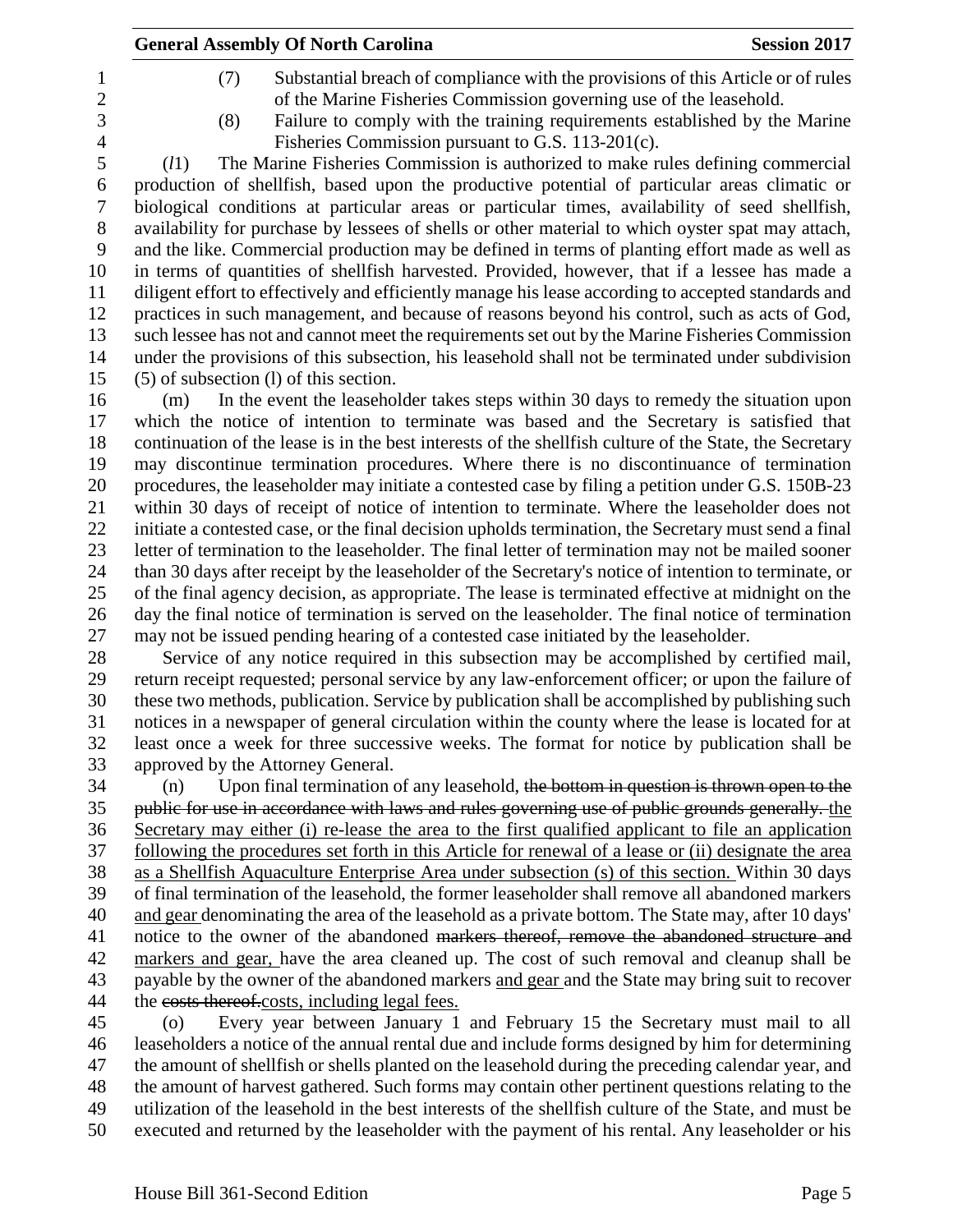(7) Substantial breach of compliance with the provisions of this Article or of rules of the Marine Fisheries Commission governing use of the leasehold.

(8) Failure to comply with the training requirements established by the Marine Fisheries Commission pursuant to G.S. 113-201(c).

(*l*1) The Marine Fisheries Commission is authorized to make rules defining commercial production of shellfish, based upon the productive potential of particular areas climatic or biological conditions at particular areas or particular times, availability of seed shellfish, availability for purchase by lessees of shells or other material to which oyster spat may attach, and the like. Commercial production may be defined in terms of planting effort made as well as in terms of quantities of shellfish harvested. Provided, however, that if a lessee has made a diligent effort to effectively and efficiently manage his lease according to accepted standards and practices in such management, and because of reasons beyond his control, such as acts of God, such lessee has not and cannot meet the requirements set out by the Marine Fisheries Commission under the provisions of this subsection, his leasehold shall not be terminated under subdivision (5) of subsection (l) of this section.

(m) In the event the leaseholder takes steps within 30 days to remedy the situation upon which the notice of intention to terminate was based and the Secretary is satisfied that continuation of the lease is in the best interests of the shellfish culture of the State, the Secretary may discontinue termination procedures. Where there is no discontinuance of termination procedures, the leaseholder may initiate a contested case by filing a petition under G.S. 150B-23 within 30 days of receipt of notice of intention to terminate. Where the leaseholder does not initiate a contested case, or the final decision upholds termination, the Secretary must send a final letter of termination to the leaseholder. The final letter of termination may not be mailed sooner than 30 days after receipt by the leaseholder of the Secretary's notice of intention to terminate, or of the final agency decision, as appropriate. The lease is terminated effective at midnight on the day the final notice of termination is served on the leaseholder. The final notice of termination may not be issued pending hearing of a contested case initiated by the leaseholder.

Service of any notice required in this subsection may be accomplished by certified mail, return receipt requested; personal service by any law-enforcement officer; or upon the failure of these two methods, publication. Service by publication shall be accomplished by publishing such notices in a newspaper of general circulation within the county where the lease is located for at least once a week for three successive weeks. The format for notice by publication shall be approved by the Attorney General.

(n) Upon final termination of any leasehold, ~~the bottom in question is thrown open to the public for use in accordance with laws and rules governing use of public grounds generally.~~ <u>the Secretary may either (i) re-lease the area to the first qualified applicant to file an application following the procedures set forth in this Article for renewal of a lease or (ii) designate the area as a Shellfish Aquaculture Enterprise Area under subsection (s) of this section.</u> Within 30 days of final termination of the leasehold, the former leaseholder shall remove all abandoned markers <u>and gear</u> denominating the area of the leasehold as a private bottom. The State may, after 10 days' notice to the owner of the abandoned ~~markers thereof, remove the abandoned structure and~~ <u>markers and gear,</u> have the area cleaned up. The cost of such removal and cleanup shall be payable by the owner of the abandoned markers <u>and gear</u> and the State may bring suit to recover the ~~costs thereof.~~<u>costs, including legal fees.</u>

(o) Every year between January 1 and February 15 the Secretary must mail to all leaseholders a notice of the annual rental due and include forms designed by him for determining the amount of shellfish or shells planted on the leasehold during the preceding calendar year, and the amount of harvest gathered. Such forms may contain other pertinent questions relating to the utilization of the leasehold in the best interests of the shellfish culture of the State, and must be executed and returned by the leaseholder with the payment of his rental. Any leaseholder or his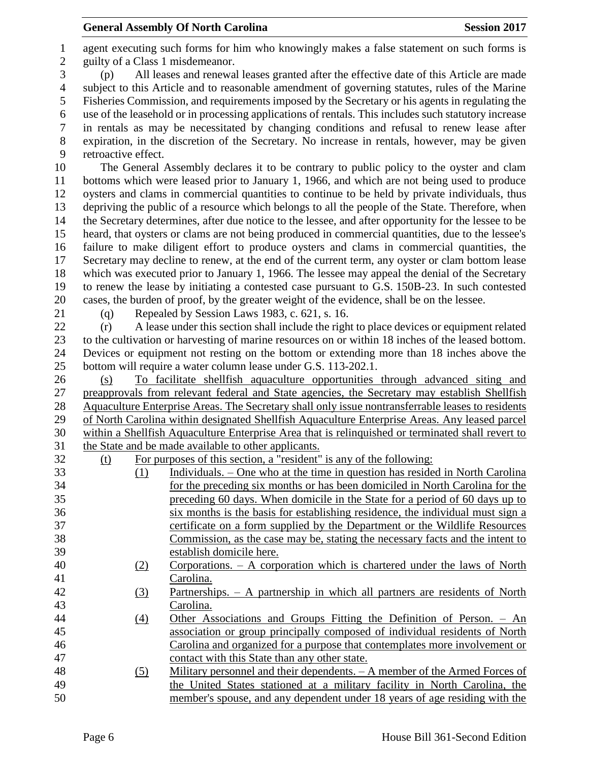agent executing such forms for him who knowingly makes a false statement on such forms is guilty of a Class 1 misdemeanor.

(p) All leases and renewal leases granted after the effective date of this Article are made subject to this Article and to reasonable amendment of governing statutes, rules of the Marine Fisheries Commission, and requirements imposed by the Secretary or his agents in regulating the use of the leasehold or in processing applications of rentals. This includes such statutory increase in rentals as may be necessitated by changing conditions and refusal to renew lease after expiration, in the discretion of the Secretary. No increase in rentals, however, may be given retroactive effect.

The General Assembly declares it to be contrary to public policy to the oyster and clam bottoms which were leased prior to January 1, 1966, and which are not being used to produce oysters and clams in commercial quantities to continue to be held by private individuals, thus depriving the public of a resource which belongs to all the people of the State. Therefore, when the Secretary determines, after due notice to the lessee, and after opportunity for the lessee to be heard, that oysters or clams are not being produced in commercial quantities, due to the lessee's failure to make diligent effort to produce oysters and clams in commercial quantities, the Secretary may decline to renew, at the end of the current term, any oyster or clam bottom lease which was executed prior to January 1, 1966. The lessee may appeal the denial of the Secretary to renew the lease by initiating a contested case pursuant to G.S. 150B-23. In such contested cases, the burden of proof, by the greater weight of the evidence, shall be on the lessee.

(q) Repealed by Session Laws 1983, c. 621, s. 16.

(r) A lease under this section shall include the right to place devices or equipment related to the cultivation or harvesting of marine resources on or within 18 inches of the leased bottom. Devices or equipment not resting on the bottom or extending more than 18 inches above the bottom will require a water column lease under G.S. 113-202.1.

(s) To facilitate shellfish aquaculture opportunities through advanced siting and preapprovals from relevant federal and State agencies, the Secretary may establish Shellfish Aquaculture Enterprise Areas. The Secretary shall only issue nontransferrable leases to residents of North Carolina within designated Shellfish Aquaculture Enterprise Areas. Any leased parcel within a Shellfish Aquaculture Enterprise Area that is relinquished or terminated shall revert to the State and be made available to other applicants.

(t) For purposes of this section, a "resident" is any of the following:

(1) Individuals. – One who at the time in question has resided in North Carolina for the preceding six months or has been domiciled in North Carolina for the preceding 60 days. When domicile in the State for a period of 60 days up to six months is the basis for establishing residence, the individual must sign a certificate on a form supplied by the Department or the Wildlife Resources Commission, as the case may be, stating the necessary facts and the intent to establish domicile here.

(2) Corporations. – A corporation which is chartered under the laws of North Carolina.

(3) Partnerships. – A partnership in which all partners are residents of North Carolina.

(4) Other Associations and Groups Fitting the Definition of Person. – An association or group principally composed of individual residents of North Carolina and organized for a purpose that contemplates more involvement or contact with this State than any other state.

(5) Military personnel and their dependents. – A member of the Armed Forces of the United States stationed at a military facility in North Carolina, the member's spouse, and any dependent under 18 years of age residing with the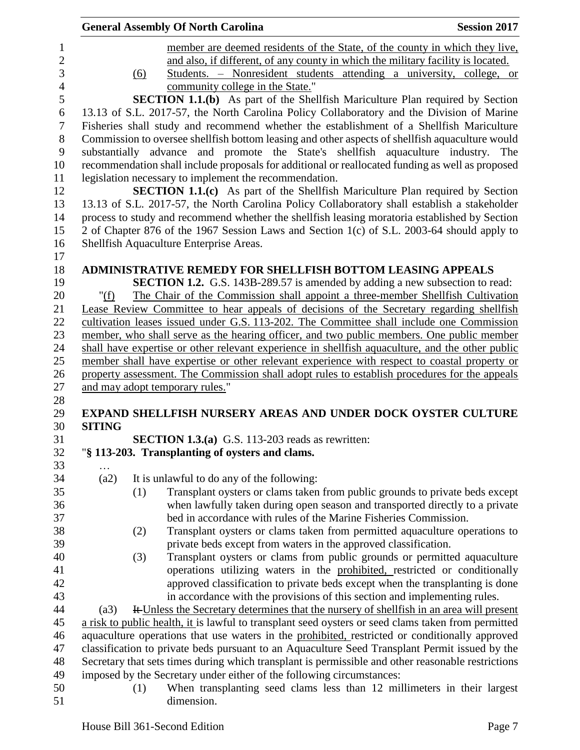member are deemed residents of the State, of the county in which they live, and also, if different, of any county in which the military facility is located.

(6) Students. – Nonresident students attending a university, college, or community college in the State."

**SECTION 1.1.(b)** As part of the Shellfish Mariculture Plan required by Section 13.13 of S.L. 2017-57, the North Carolina Policy Collaboratory and the Division of Marine Fisheries shall study and recommend whether the establishment of a Shellfish Mariculture Commission to oversee shellfish bottom leasing and other aspects of shellfish aquaculture would substantially advance and promote the State's shellfish aquaculture industry. The recommendation shall include proposals for additional or reallocated funding as well as proposed legislation necessary to implement the recommendation.

**SECTION 1.1.(c)** As part of the Shellfish Mariculture Plan required by Section 13.13 of S.L. 2017-57, the North Carolina Policy Collaboratory shall establish a stakeholder process to study and recommend whether the shellfish leasing moratoria established by Section 2 of Chapter 876 of the 1967 Session Laws and Section 1(c) of S.L. 2003-64 should apply to Shellfish Aquaculture Enterprise Areas.

**ADMINISTRATIVE REMEDY FOR SHELLFISH BOTTOM LEASING APPEALS**

**SECTION 1.2.** G.S. 143B-289.57 is amended by adding a new subsection to read:

"(f) The Chair of the Commission shall appoint a three-member Shellfish Cultivation Lease Review Committee to hear appeals of decisions of the Secretary regarding shellfish cultivation leases issued under G.S. 113-202. The Committee shall include one Commission member, who shall serve as the hearing officer, and two public members. One public member shall have expertise or other relevant experience in shellfish aquaculture, and the other public member shall have expertise or other relevant experience with respect to coastal property or property assessment. The Commission shall adopt rules to establish procedures for the appeals and may adopt temporary rules."

**EXPAND SHELLFISH NURSERY AREAS AND UNDER DOCK OYSTER CULTURE SITING**

**SECTION 1.3.(a)** G.S. 113-203 reads as rewritten:

"**§ 113-203. Transplanting of oysters and clams.**

…

(a2) It is unlawful to do any of the following:

(1) Transplant oysters or clams taken from public grounds to private beds except when lawfully taken during open season and transported directly to a private bed in accordance with rules of the Marine Fisheries Commission.

(2) Transplant oysters or clams taken from permitted aquaculture operations to private beds except from waters in the approved classification.

(3) Transplant oysters or clams from public grounds or permitted aquaculture operations utilizing waters in the prohibited, restricted or conditionally approved classification to private beds except when the transplanting is done in accordance with the provisions of this section and implementing rules.

(a3) ~~It~~ Unless the Secretary determines that the nursery of shellfish in an area will present a risk to public health, it is lawful to transplant seed oysters or seed clams taken from permitted aquaculture operations that use waters in the prohibited, restricted or conditionally approved classification to private beds pursuant to an Aquaculture Seed Transplant Permit issued by the Secretary that sets times during which transplant is permissible and other reasonable restrictions imposed by the Secretary under either of the following circumstances:

(1) When transplanting seed clams less than 12 millimeters in their largest dimension.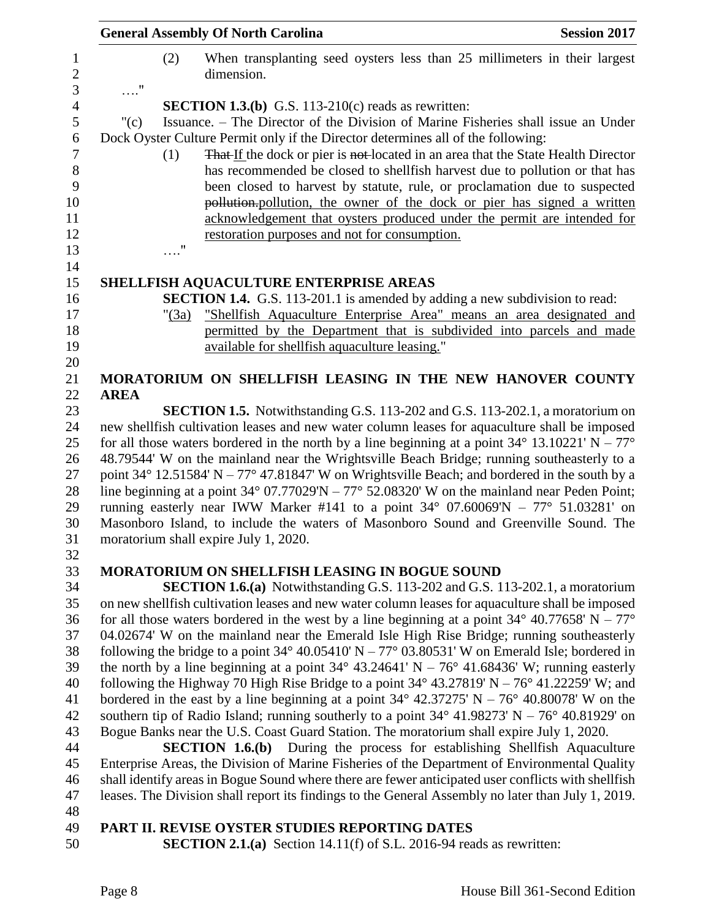(2) When transplanting seed oysters less than 25 millimeters in their largest dimension.

…."

**SECTION 1.3.(b)** G.S. 113-210(c) reads as rewritten:

"(c) Issuance. – The Director of the Division of Marine Fisheries shall issue an Under Dock Oyster Culture Permit only if the Director determines all of the following:

(1) ~~That~~ If the dock or pier is ~~not~~ located in an area that the State Health Director has recommended be closed to shellfish harvest due to pollution or that has been closed to harvest by statute, rule, or proclamation due to suspected ~~pollution.~~pollution, the owner of the dock or pier has signed a written acknowledgement that oysters produced under the permit are intended for restoration purposes and not for consumption.

…."

**SHELLFISH AQUACULTURE ENTERPRISE AREAS**

**SECTION 1.4.** G.S. 113-201.1 is amended by adding a new subdivision to read:

"(3a) "Shellfish Aquaculture Enterprise Area" means an area designated and permitted by the Department that is subdivided into parcels and made available for shellfish aquaculture leasing."

**MORATORIUM ON SHELLFISH LEASING IN THE NEW HANOVER COUNTY AREA**

**SECTION 1.5.** Notwithstanding G.S. 113-202 and G.S. 113-202.1, a moratorium on new shellfish cultivation leases and new water column leases for aquaculture shall be imposed for all those waters bordered in the north by a line beginning at a point 34° 13.10221' N – 77° 48.79544' W on the mainland near the Wrightsville Beach Bridge; running southeasterly to a point 34° 12.51584' N – 77° 47.81847' W on Wrightsville Beach; and bordered in the south by a line beginning at a point 34° 07.77029'N – 77° 52.08320' W on the mainland near Peden Point; running easterly near IWW Marker #141 to a point 34° 07.60069'N – 77° 51.03281' on Masonboro Island, to include the waters of Masonboro Sound and Greenville Sound. The moratorium shall expire July 1, 2020.

**MORATORIUM ON SHELLFISH LEASING IN BOGUE SOUND**

**SECTION 1.6.(a)** Notwithstanding G.S. 113-202 and G.S. 113-202.1, a moratorium on new shellfish cultivation leases and new water column leases for aquaculture shall be imposed for all those waters bordered in the west by a line beginning at a point 34° 40.77658' N – 77° 04.02674' W on the mainland near the Emerald Isle High Rise Bridge; running southeasterly following the bridge to a point 34° 40.05410' N – 77° 03.80531' W on Emerald Isle; bordered in the north by a line beginning at a point 34° 43.24641' N – 76° 41.68436' W; running easterly following the Highway 70 High Rise Bridge to a point 34° 43.27819' N – 76° 41.22259' W; and bordered in the east by a line beginning at a point 34° 42.37275' N – 76° 40.80078' W on the southern tip of Radio Island; running southerly to a point 34° 41.98273' N – 76° 40.81929' on Bogue Banks near the U.S. Coast Guard Station. The moratorium shall expire July 1, 2020.

**SECTION 1.6.(b)** During the process for establishing Shellfish Aquaculture Enterprise Areas, the Division of Marine Fisheries of the Department of Environmental Quality shall identify areas in Bogue Sound where there are fewer anticipated user conflicts with shellfish leases. The Division shall report its findings to the General Assembly no later than July 1, 2019.

**PART II. REVISE OYSTER STUDIES REPORTING DATES**

**SECTION 2.1.(a)** Section 14.11(f) of S.L. 2016-94 reads as rewritten: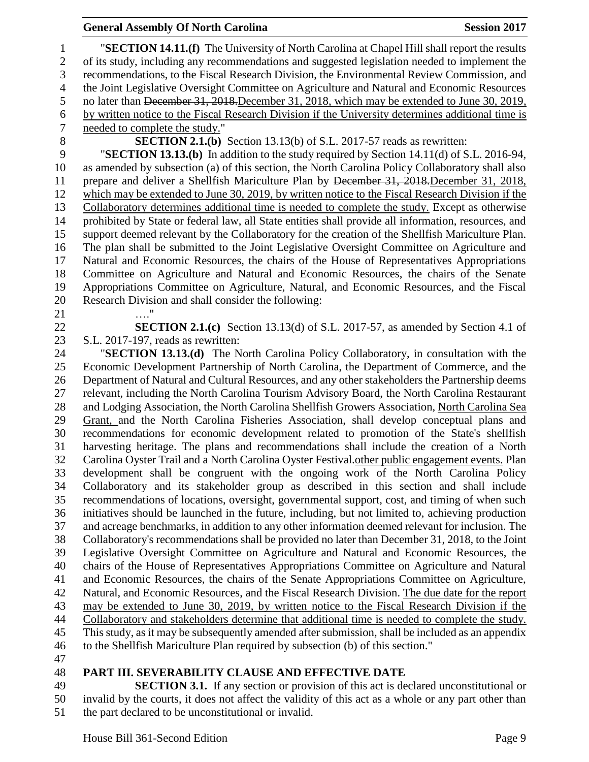"**SECTION 14.11.(f)** The University of North Carolina at Chapel Hill shall report the results of its study, including any recommendations and suggested legislation needed to implement the recommendations, to the Fiscal Research Division, the Environmental Review Commission, and the Joint Legislative Oversight Committee on Agriculture and Natural and Economic Resources no later than ~~December 31, 2018.~~December 31, 2018, which may be extended to June 30, 2019, by written notice to the Fiscal Research Division if the University determines additional time is needed to complete the study."

**SECTION 2.1.(b)** Section 13.13(b) of S.L. 2017-57 reads as rewritten:

"**SECTION 13.13.(b)** In addition to the study required by Section 14.11(d) of S.L. 2016-94, as amended by subsection (a) of this section, the North Carolina Policy Collaboratory shall also prepare and deliver a Shellfish Mariculture Plan by ~~December 31, 2018.~~December 31, 2018, which may be extended to June 30, 2019, by written notice to the Fiscal Research Division if the Collaboratory determines additional time is needed to complete the study. Except as otherwise prohibited by State or federal law, all State entities shall provide all information, resources, and support deemed relevant by the Collaboratory for the creation of the Shellfish Mariculture Plan. The plan shall be submitted to the Joint Legislative Oversight Committee on Agriculture and Natural and Economic Resources, the chairs of the House of Representatives Appropriations Committee on Agriculture and Natural and Economic Resources, the chairs of the Senate Appropriations Committee on Agriculture, Natural, and Economic Resources, and the Fiscal Research Division and shall consider the following:

…."

**SECTION 2.1.(c)** Section 13.13(d) of S.L. 2017-57, as amended by Section 4.1 of S.L. 2017-197, reads as rewritten:

"**SECTION 13.13.(d)** The North Carolina Policy Collaboratory, in consultation with the Economic Development Partnership of North Carolina, the Department of Commerce, and the Department of Natural and Cultural Resources, and any other stakeholders the Partnership deems relevant, including the North Carolina Tourism Advisory Board, the North Carolina Restaurant and Lodging Association, the North Carolina Shellfish Growers Association, North Carolina Sea Grant, and the North Carolina Fisheries Association, shall develop conceptual plans and recommendations for economic development related to promotion of the State's shellfish harvesting heritage. The plans and recommendations shall include the creation of a North Carolina Oyster Trail and ~~a North Carolina Oyster Festival.~~other public engagement events. Plan development shall be congruent with the ongoing work of the North Carolina Policy Collaboratory and its stakeholder group as described in this section and shall include recommendations of locations, oversight, governmental support, cost, and timing of when such initiatives should be launched in the future, including, but not limited to, achieving production and acreage benchmarks, in addition to any other information deemed relevant for inclusion. The Collaboratory's recommendations shall be provided no later than December 31, 2018, to the Joint Legislative Oversight Committee on Agriculture and Natural and Economic Resources, the chairs of the House of Representatives Appropriations Committee on Agriculture and Natural and Economic Resources, the chairs of the Senate Appropriations Committee on Agriculture, Natural, and Economic Resources, and the Fiscal Research Division. The due date for the report may be extended to June 30, 2019, by written notice to the Fiscal Research Division if the Collaboratory and stakeholders determine that additional time is needed to complete the study. This study, as it may be subsequently amended after submission, shall be included as an appendix to the Shellfish Mariculture Plan required by subsection (b) of this section."

## PART III. SEVERABILITY CLAUSE AND EFFECTIVE DATE

**SECTION 3.1.** If any section or provision of this act is declared unconstitutional or invalid by the courts, it does not affect the validity of this act as a whole or any part other than the part declared to be unconstitutional or invalid.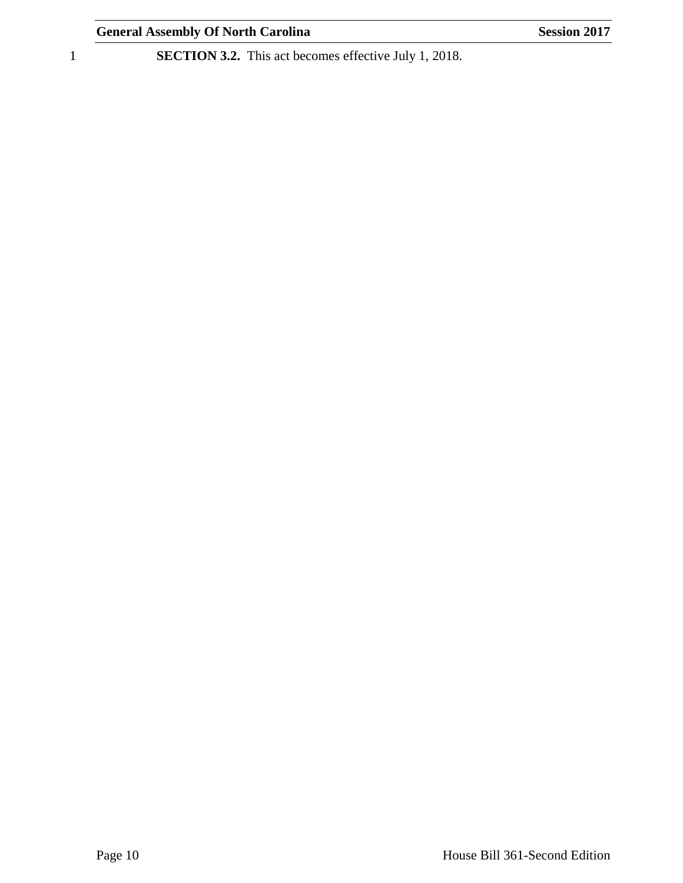**SECTION 3.2.** This act becomes effective July 1, 2018.